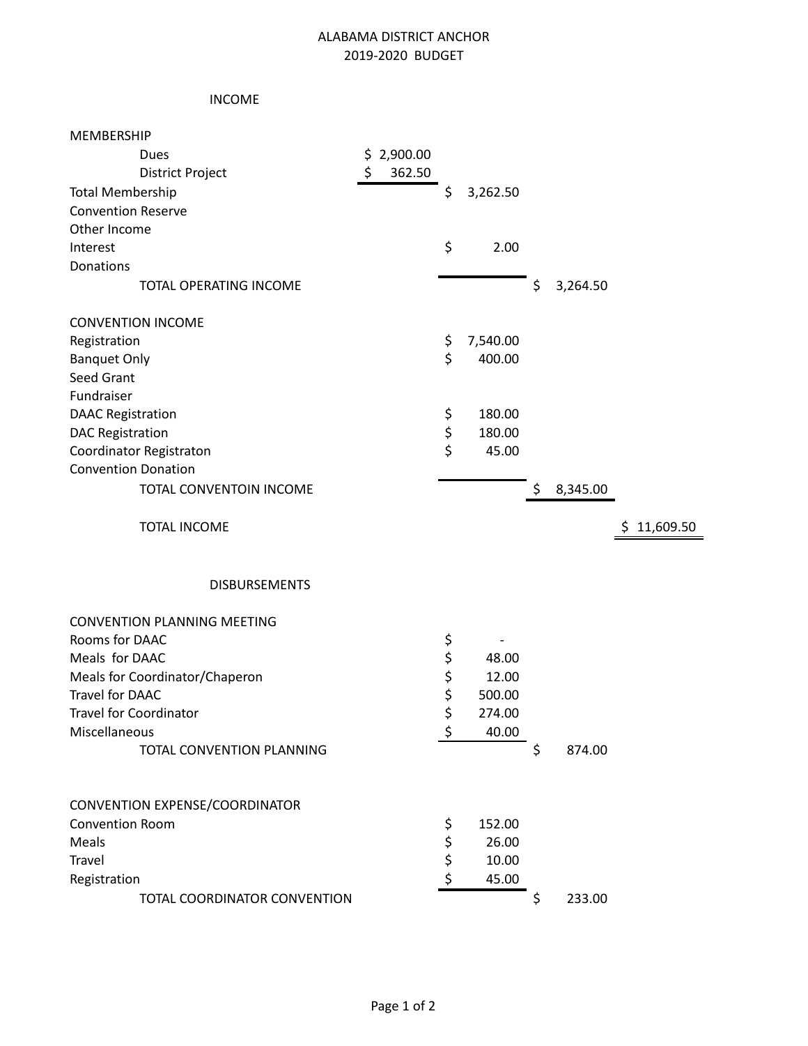# ALABAMA DISTRICT ANCHOR
## 2019-2020 BUDGET

### INCOME

| | | | | |
|---|---|---|---|---|
| MEMBERSHIP | | | | |
| Dues | $ 2,900.00 | | | |
| District Project | $ 362.50 | | | |
| Total Membership | | $ 3,262.50 | | |
| Convention Reserve | | | | |
| Other Income | | | | |
| Interest | | $ 2.00 | | |
| Donations | | | | |
| TOTAL OPERATING INCOME | | | $ 3,264.50 | |
| | | | | |
| CONVENTION INCOME | | | | |
| Registration | | $ 7,540.00 | | |
| Banquet Only | | $ 400.00 | | |
| Seed Grant | | | | |
| Fundraiser | | | | |
| DAAC Registration | | $ 180.00 | | |
| DAC Registration | | $ 180.00 | | |
| Coordinator Registraton | | $ 45.00 | | |
| Convention Donation | | | | |
| TOTAL CONVENTOIN INCOME | | | $ 8,345.00 | |
| | | | | |
| TOTAL INCOME | | | | $ 11,609.50 |

### DISBURSEMENTS

| | | |
|---|---|---|
| CONVENTION PLANNING MEETING | | |
| Rooms for DAAC | $ - | |
| Meals for DAAC | $ 48.00 | |
| Meals for Coordinator/Chaperon | $ 12.00 | |
| Travel for DAAC | $ 500.00 | |
| Travel for Coordinator | $ 274.00 | |
| Miscellaneous | $ 40.00 | |
| TOTAL CONVENTION PLANNING | | $ 874.00 |
| | | |
| CONVENTION EXPENSE/COORDINATOR | | |
| Convention Room | $ 152.00 | |
| Meals | $ 26.00 | |
| Travel | $ 10.00 | |
| Registration | $ 45.00 | |
| TOTAL COORDINATOR CONVENTION | | $ 233.00 |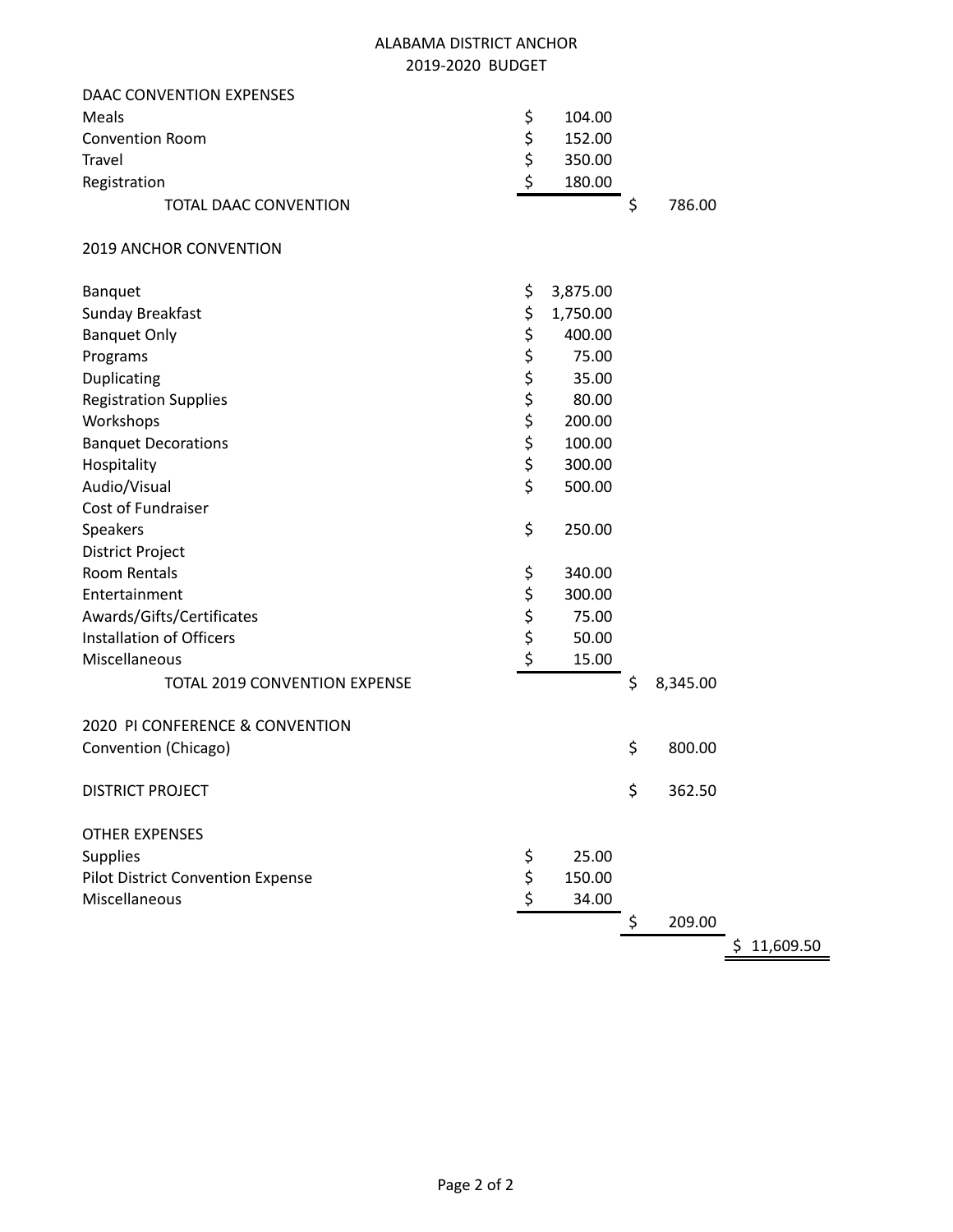# ALABAMA DISTRICT ANCHOR
## 2019-2020 BUDGET

| | | | |
|---|---|---|---|
| **DAAC CONVENTION EXPENSES** | | | |
| Meals | $ 104.00 | | |
| Convention Room | $ 152.00 | | |
| Travel | $ 350.00 | | |
| Registration | $ 180.00 | | |
| TOTAL DAAC CONVENTION | | $ 786.00 | |
| **2019 ANCHOR CONVENTION** | | | |
| Banquet | $ 3,875.00 | | |
| Sunday Breakfast | $ 1,750.00 | | |
| Banquet Only | $ 400.00 | | |
| Programs | $ 75.00 | | |
| Duplicating | $ 35.00 | | |
| Registration Supplies | $ 80.00 | | |
| Workshops | $ 200.00 | | |
| Banquet Decorations | $ 100.00 | | |
| Hospitality | $ 300.00 | | |
| Audio/Visual | $ 500.00 | | |
| Cost of Fundraiser | | | |
| Speakers | $ 250.00 | | |
| District Project | | | |
| Room Rentals | $ 340.00 | | |
| Entertainment | $ 300.00 | | |
| Awards/Gifts/Certificates | $ 75.00 | | |
| Installation of Officers | $ 50.00 | | |
| Miscellaneous | $ 15.00 | | |
| TOTAL 2019 CONVENTION EXPENSE | | $ 8,345.00 | |
| **2020 PI CONFERENCE & CONVENTION** | | | |
| Convention (Chicago) | | $ 800.00 | |
| **DISTRICT PROJECT** | | $ 362.50 | |
| **OTHER EXPENSES** | | | |
| Supplies | $ 25.00 | | |
| Pilot District Convention Expense | $ 150.00 | | |
| Miscellaneous | $ 34.00 | | |
| | | $ 209.00 | |
| | | | $ 11,609.50 |